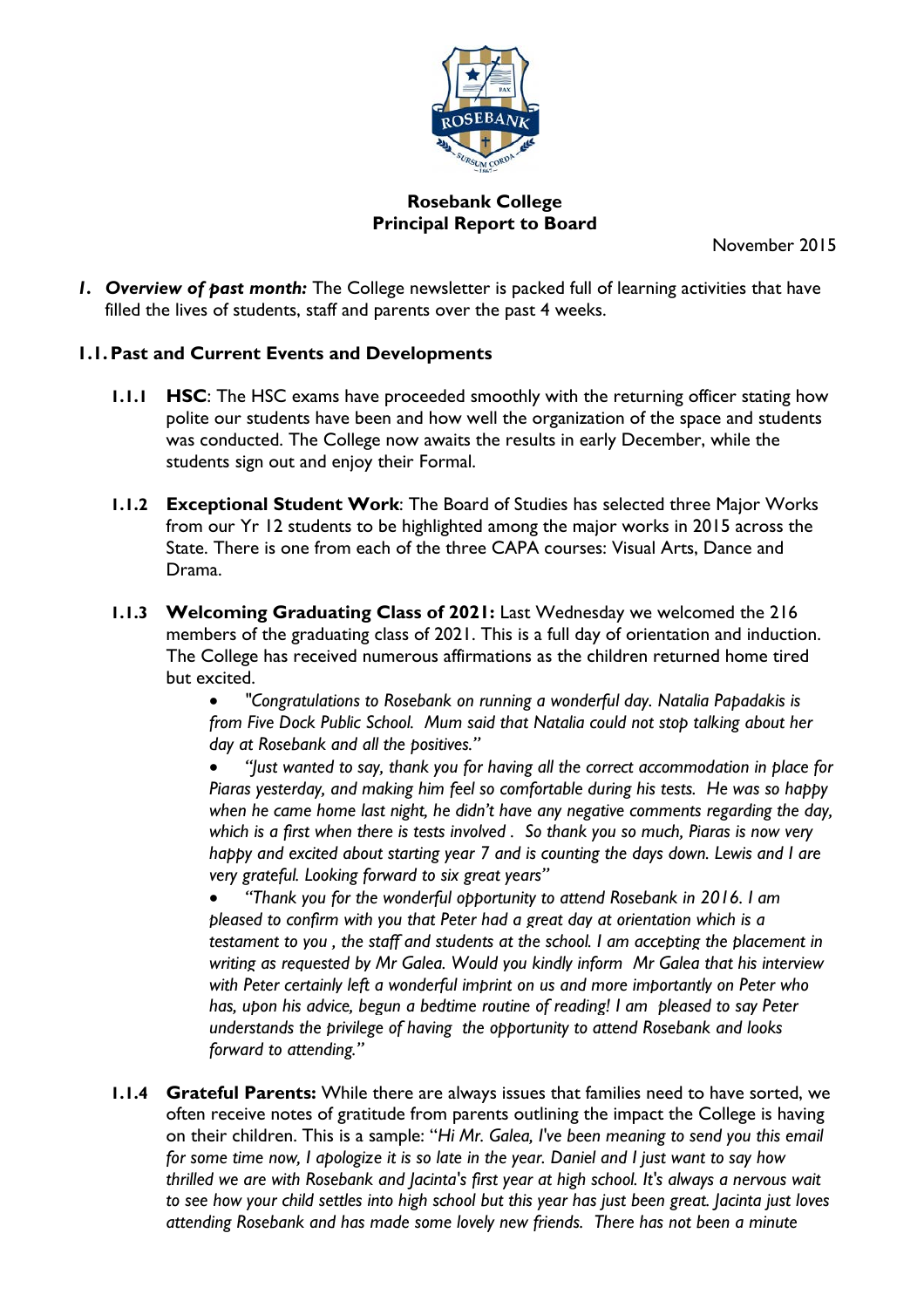**Rosebank College**
**Principal Report to Board**

November 2015

1. ***Overview of past month:*** The College newsletter is packed full of learning activities that have filled the lives of students, staff and parents over the past 4 weeks.

## 1.1. Past and Current Events and Developments

**1.1.1 HSC**: The HSC exams have proceeded smoothly with the returning officer stating how polite our students have been and how well the organization of the space and students was conducted. The College now awaits the results in early December, while the students sign out and enjoy their Formal.

**1.1.2 Exceptional Student Work**: The Board of Studies has selected three Major Works from our Yr 12 students to be highlighted among the major works in 2015 across the State. There is one from each of the three CAPA courses: Visual Arts, Dance and Drama.

**1.1.3 Welcoming Graduating Class of 2021:** Last Wednesday we welcomed the 216 members of the graduating class of 2021. This is a full day of orientation and induction. The College has received numerous affirmations as the children returned home tired but excited.

- *"Congratulations to Rosebank on running a wonderful day. Natalia Papadakis is from Five Dock Public School. Mum said that Natalia could not stop talking about her day at Rosebank and all the positives."*
- *"Just wanted to say, thank you for having all the correct accommodation in place for Piaras yesterday, and making him feel so comfortable during his tests. He was so happy when he came home last night, he didn't have any negative comments regarding the day, which is a first when there is tests involved . So thank you so much, Piaras is now very happy and excited about starting year 7 and is counting the days down. Lewis and I are very grateful. Looking forward to six great years"*
- *"Thank you for the wonderful opportunity to attend Rosebank in 2016. I am pleased to confirm with you that Peter had a great day at orientation which is a testament to you , the staff and students at the school. I am accepting the placement in writing as requested by Mr Galea. Would you kindly inform Mr Galea that his interview with Peter certainly left a wonderful imprint on us and more importantly on Peter who has, upon his advice, begun a bedtime routine of reading! I am pleased to say Peter understands the privilege of having the opportunity to attend Rosebank and looks forward to attending."*

**1.1.4 Grateful Parents:** While there are always issues that families need to have sorted, we often receive notes of gratitude from parents outlining the impact the College is having on their children. This is a sample: "*Hi Mr. Galea, I've been meaning to send you this email for some time now, I apologize it is so late in the year. Daniel and I just want to say how thrilled we are with Rosebank and Jacinta's first year at high school. It's always a nervous wait to see how your child settles into high school but this year has just been great. Jacinta just loves attending Rosebank and has made some lovely new friends. There has not been a minute*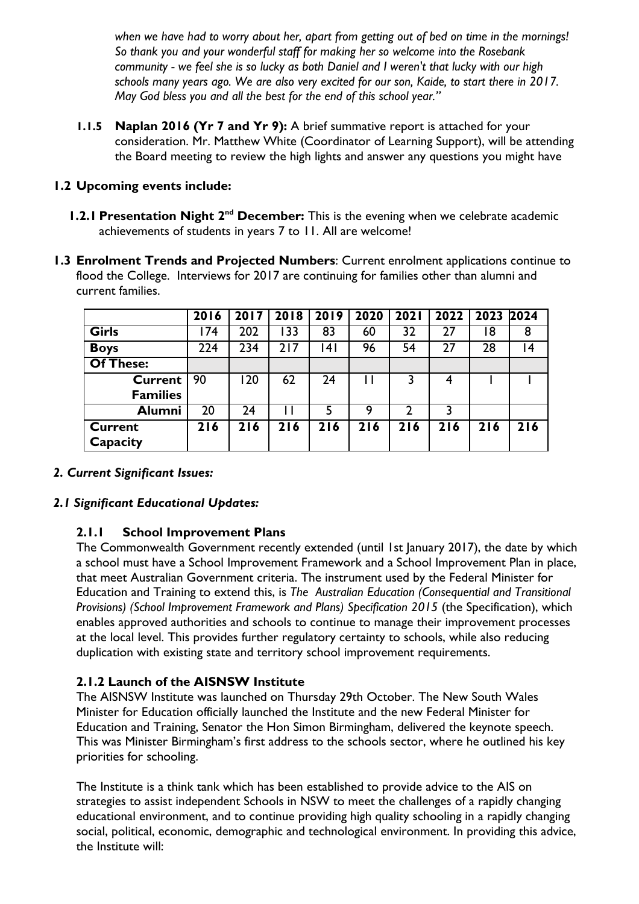*when we have had to worry about her, apart from getting out of bed on time in the mornings! So thank you and your wonderful staff for making her so welcome into the Rosebank community - we feel she is so lucky as both Daniel and I weren't that lucky with our high schools many years ago. We are also very excited for our son, Kaide, to start there in 2017. May God bless you and all the best for the end of this school year."*

**1.1.5 Naplan 2016 (Yr 7 and Yr 9):** A brief summative report is attached for your consideration. Mr. Matthew White (Coordinator of Learning Support), will be attending the Board meeting to review the high lights and answer any questions you might have

**1.2 Upcoming events include:**

**1.2.1 Presentation Night 2nd December:** This is the evening when we celebrate academic achievements of students in years 7 to 11. All are welcome!

**1.3 Enrolment Trends and Projected Numbers**: Current enrolment applications continue to flood the College. Interviews for 2017 are continuing for families other than alumni and current families.

| | 2016 | 2017 | 2018 | 2019 | 2020 | 2021 | 2022 | 2023 | 2024 |
|---|---|---|---|---|---|---|---|---|---|
| **Girls** | 174 | 202 | 133 | 83 | 60 | 32 | 27 | 18 | 8 |
| **Boys** | 224 | 234 | 217 | 141 | 96 | 54 | 27 | 28 | 14 |
| **Of These:** | | | | | | | | | |
| **Current Families** | 90 | 120 | 62 | 24 | 11 | 3 | 4 | 1 | 1 |
| **Alumni** | 20 | 24 | 11 | 5 | 9 | 2 | 3 | | |
| **Current Capacity** | **216** | **216** | **216** | **216** | **216** | **216** | **216** | **216** | **216** |

***2. Current Significant Issues:***

***2.1 Significant Educational Updates:***

**2.1.1 School Improvement Plans**

The Commonwealth Government recently extended (until 1st January 2017), the date by which a school must have a School Improvement Framework and a School Improvement Plan in place, that meet Australian Government criteria. The instrument used by the Federal Minister for Education and Training to extend this, is *The Australian Education (Consequential and Transitional Provisions) (School Improvement Framework and Plans) Specification 2015* (the Specification), which enables approved authorities and schools to continue to manage their improvement processes at the local level. This provides further regulatory certainty to schools, while also reducing duplication with existing state and territory school improvement requirements.

**2.1.2 Launch of the AISNSW Institute**

The AISNSW Institute was launched on Thursday 29th October. The New South Wales Minister for Education officially launched the Institute and the new Federal Minister for Education and Training, Senator the Hon Simon Birmingham, delivered the keynote speech. This was Minister Birmingham's first address to the schools sector, where he outlined his key priorities for schooling.

The Institute is a think tank which has been established to provide advice to the AIS on strategies to assist independent Schools in NSW to meet the challenges of a rapidly changing educational environment, and to continue providing high quality schooling in a rapidly changing social, political, economic, demographic and technological environment. In providing this advice, the Institute will: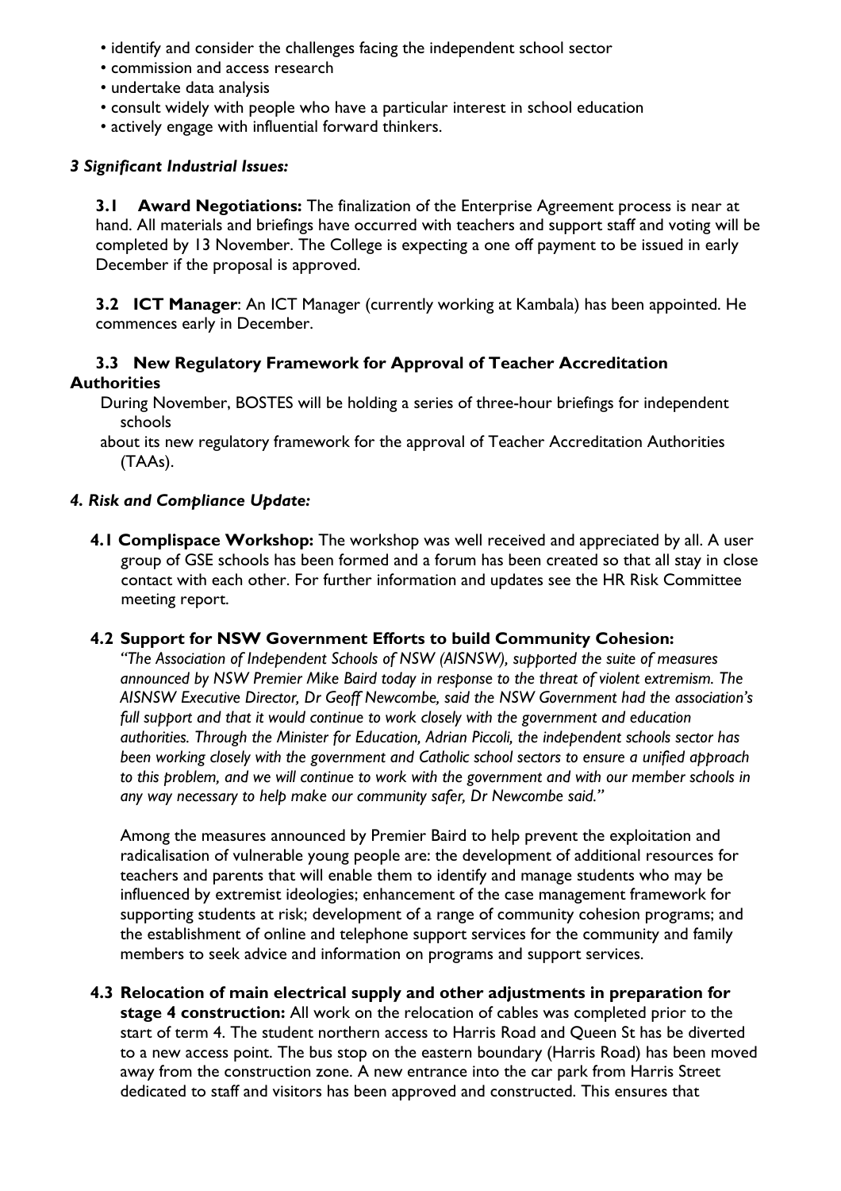- identify and consider the challenges facing the independent school sector
- commission and access research
- undertake data analysis
- consult widely with people who have a particular interest in school education
- actively engage with influential forward thinkers.

### *3 Significant Industrial Issues:*

**3.1 Award Negotiations:** The finalization of the Enterprise Agreement process is near at hand. All materials and briefings have occurred with teachers and support staff and voting will be completed by 13 November. The College is expecting a one off payment to be issued in early December if the proposal is approved.

**3.2 ICT Manager**: An ICT Manager (currently working at Kambala) has been appointed. He commences early in December.

**3.3 New Regulatory Framework for Approval of Teacher Accreditation Authorities**

During November, BOSTES will be holding a series of three-hour briefings for independent schools about its new regulatory framework for the approval of Teacher Accreditation Authorities (TAAs).

### *4. Risk and Compliance Update:*

**4.1 Complispace Workshop:** The workshop was well received and appreciated by all. A user group of GSE schools has been formed and a forum has been created so that all stay in close contact with each other. For further information and updates see the HR Risk Committee meeting report.

**4.2 Support for NSW Government Efforts to build Community Cohesion:**

*"The Association of Independent Schools of NSW (AISNSW), supported the suite of measures announced by NSW Premier Mike Baird today in response to the threat of violent extremism. The AISNSW Executive Director, Dr Geoff Newcombe, said the NSW Government had the association's full support and that it would continue to work closely with the government and education authorities. Through the Minister for Education, Adrian Piccoli, the independent schools sector has been working closely with the government and Catholic school sectors to ensure a unified approach to this problem, and we will continue to work with the government and with our member schools in any way necessary to help make our community safer, Dr Newcombe said."*

Among the measures announced by Premier Baird to help prevent the exploitation and radicalisation of vulnerable young people are: the development of additional resources for teachers and parents that will enable them to identify and manage students who may be influenced by extremist ideologies; enhancement of the case management framework for supporting students at risk; development of a range of community cohesion programs; and the establishment of online and telephone support services for the community and family members to seek advice and information on programs and support services.

**4.3 Relocation of main electrical supply and other adjustments in preparation for stage 4 construction:** All work on the relocation of cables was completed prior to the start of term 4. The student northern access to Harris Road and Queen St has be diverted to a new access point. The bus stop on the eastern boundary (Harris Road) has been moved away from the construction zone. A new entrance into the car park from Harris Street dedicated to staff and visitors has been approved and constructed. This ensures that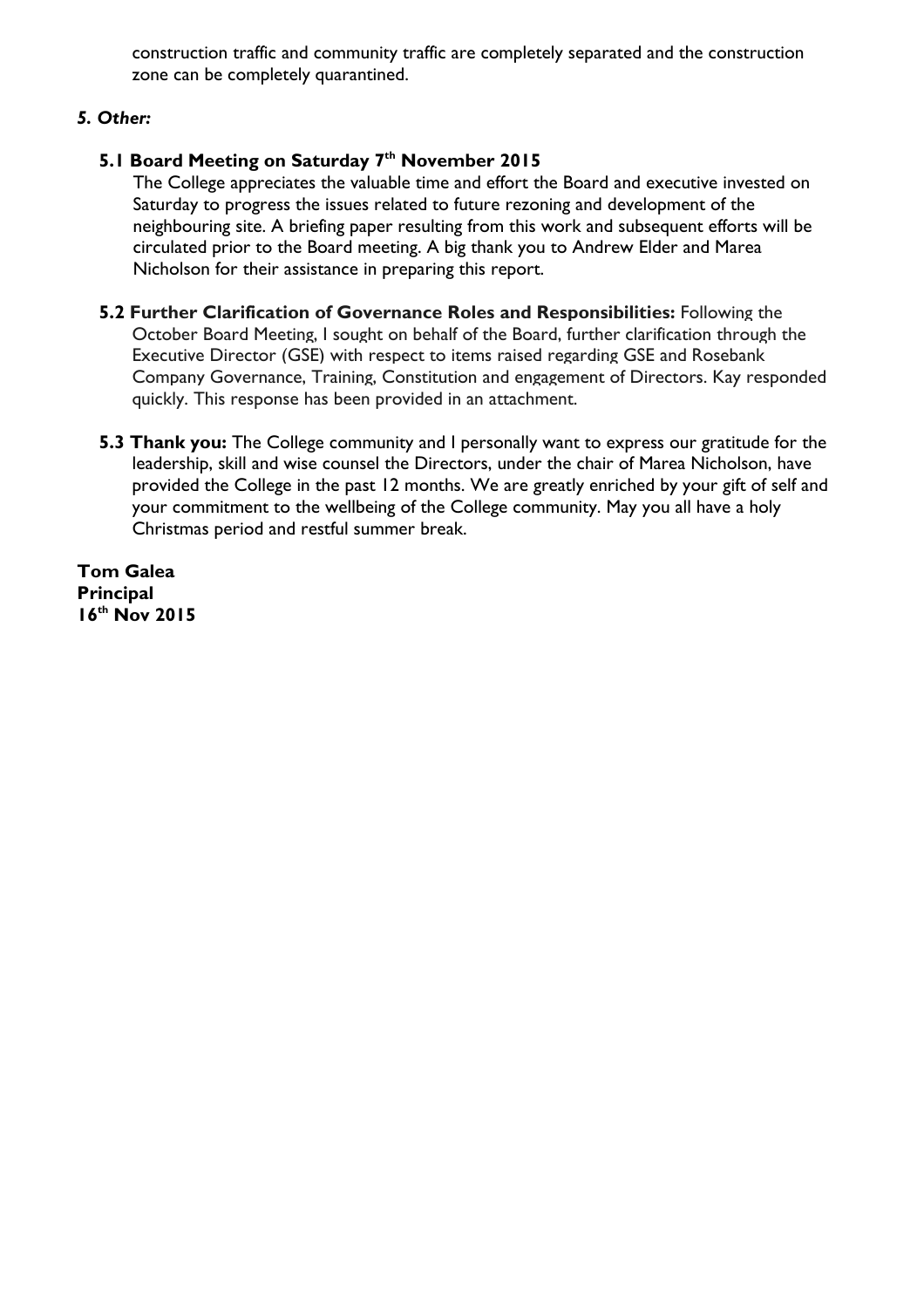construction traffic and community traffic are completely separated and the construction zone can be completely quarantined.

### *5. Other:*

**5.1 Board Meeting on Saturday 7th November 2015**

The College appreciates the valuable time and effort the Board and executive invested on Saturday to progress the issues related to future rezoning and development of the neighbouring site. A briefing paper resulting from this work and subsequent efforts will be circulated prior to the Board meeting. A big thank you to Andrew Elder and Marea Nicholson for their assistance in preparing this report.

**5.2 Further Clarification of Governance Roles and Responsibilities:** Following the October Board Meeting, I sought on behalf of the Board, further clarification through the Executive Director (GSE) with respect to items raised regarding GSE and Rosebank Company Governance, Training, Constitution and engagement of Directors. Kay responded quickly. This response has been provided in an attachment.

**5.3 Thank you:** The College community and I personally want to express our gratitude for the leadership, skill and wise counsel the Directors, under the chair of Marea Nicholson, have provided the College in the past 12 months. We are greatly enriched by your gift of self and your commitment to the wellbeing of the College community. May you all have a holy Christmas period and restful summer break.

**Tom Galea**
**Principal**
**16th Nov 2015**